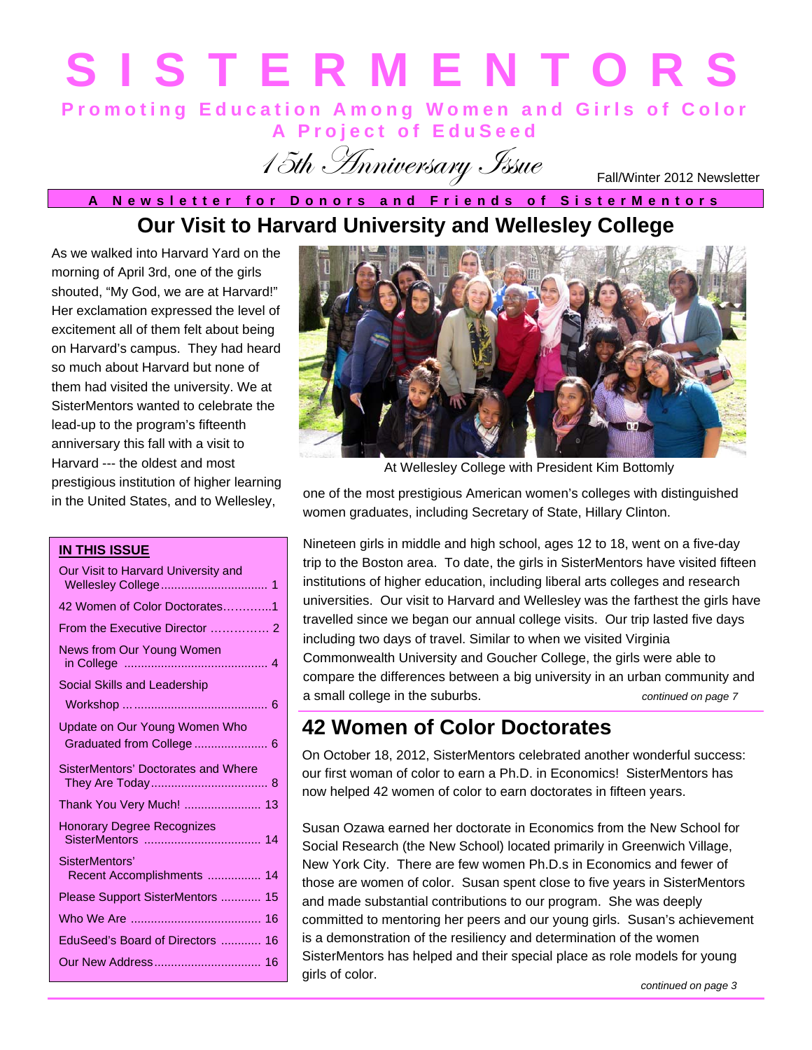# SISTERMENTORS

**Promoting Education Among Women and Girls of Color**

**A Project of EduSeed**

*15th Anniversary Issue*

Fall/Winter 2012 Newsletter

**A Newsletter for Donors and Friends of SisterMentors**

## Our Visit to Harvard University and Wellesley College

As we walked into Harvard Yard on the morning of April 3rd, one of the girls shouted, "My God, we are at Harvard!" Her exclamation expressed the level of excitement all of them felt about being on Harvard's campus. They had heard so much about Harvard but none of them had visited the university. We at SisterMentors wanted to celebrate the lead-up to the program's fifteenth anniversary this fall with a visit to Harvard --- the oldest and most prestigious institution of higher learning in the United States, and to Wellesley, one of the most prestigious American women's colleges with distinguished women graduates, including Secretary of State, Hillary Clinton.

At Wellesley College with President Kim Bottomly

Nineteen girls in middle and high school, ages 12 to 18, went on a five-day trip to the Boston area. To date, the girls in SisterMentors have visited fifteen institutions of higher education, including liberal arts colleges and research universities. Our visit to Harvard and Wellesley was the farthest the girls have travelled since we began our annual college visits. Our trip lasted five days including two days of travel. Similar to when we visited Virginia Commonwealth University and Goucher College, the girls were able to compare the differences between a big university in an urban community and a small college in the suburbs.

*continued on page 7*

### IN THIS ISSUE

| | |
|---|---|
| Our Visit to Harvard University and Wellesley College | 1 |
| 42 Women of Color Doctorates | 1 |
| From the Executive Director | 2 |
| News from Our Young Women in College | 4 |
| Social Skills and Leadership Workshop | 6 |
| Update on Our Young Women Who Graduated from College | 6 |
| SisterMentors' Doctorates and Where They Are Today | 8 |
| Thank You Very Much! | 13 |
| Honorary Degree Recognizes SisterMentors | 14 |
| SisterMentors' Recent Accomplishments | 14 |
| Please Support SisterMentors | 15 |
| Who We Are | 16 |
| EduSeed's Board of Directors | 16 |
| Our New Address | 16 |

## 42 Women of Color Doctorates

On October 18, 2012, SisterMentors celebrated another wonderful success: our first woman of color to earn a Ph.D. in Economics! SisterMentors has now helped 42 women of color to earn doctorates in fifteen years.

Susan Ozawa earned her doctorate in Economics from the New School for Social Research (the New School) located primarily in Greenwich Village, New York City. There are few women Ph.D.s in Economics and fewer of those are women of color. Susan spent close to five years in SisterMentors and made substantial contributions to our program. She was deeply committed to mentoring her peers and our young girls. Susan's achievement is a demonstration of the resiliency and determination of the women SisterMentors has helped and their special place as role models for young girls of color.

*continued on page 3*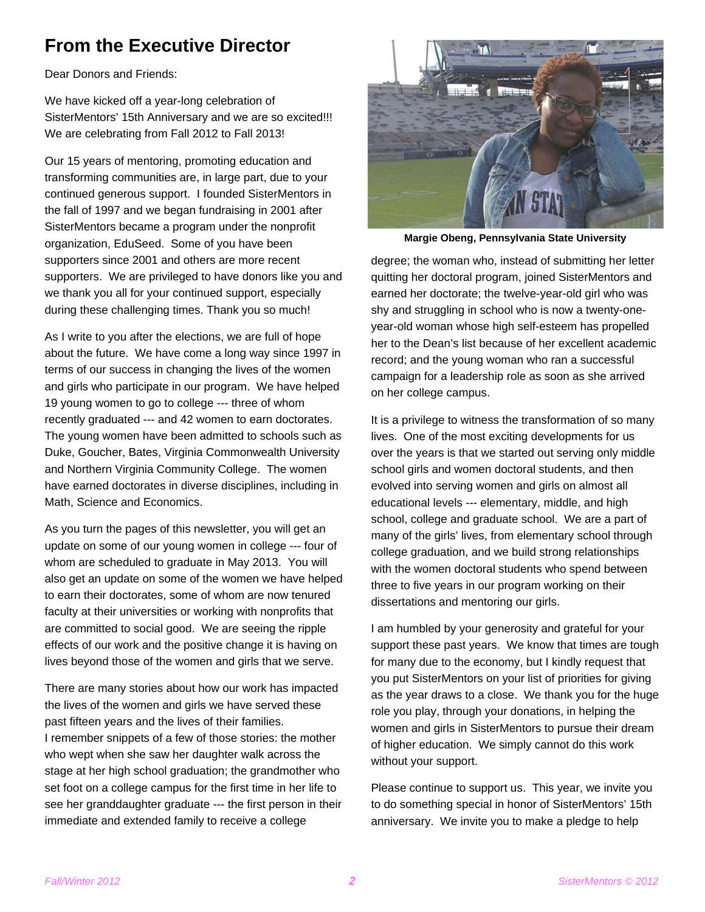## From the Executive Director

Dear Donors and Friends:

We have kicked off a year-long celebration of SisterMentors' 15th Anniversary and we are so excited!!! We are celebrating from Fall 2012 to Fall 2013!

Our 15 years of mentoring, promoting education and transforming communities are, in large part, due to your continued generous support. I founded SisterMentors in the fall of 1997 and we began fundraising in 2001 after SisterMentors became a program under the nonprofit organization, EduSeed. Some of you have been supporters since 2001 and others are more recent supporters. We are privileged to have donors like you and we thank you all for your continued support, especially during these challenging times. Thank you so much!

As I write to you after the elections, we are full of hope about the future. We have come a long way since 1997 in terms of our success in changing the lives of the women and girls who participate in our program. We have helped 19 young women to go to college --- three of whom recently graduated --- and 42 women to earn doctorates. The young women have been admitted to schools such as Duke, Goucher, Bates, Virginia Commonwealth University and Northern Virginia Community College. The women have earned doctorates in diverse disciplines, including in Math, Science and Economics.

As you turn the pages of this newsletter, you will get an update on some of our young women in college --- four of whom are scheduled to graduate in May 2013. You will also get an update on some of the women we have helped to earn their doctorates, some of whom are now tenured faculty at their universities or working with nonprofits that are committed to social good. We are seeing the ripple effects of our work and the positive change it is having on lives beyond those of the women and girls that we serve.

There are many stories about how our work has impacted the lives of the women and girls we have served these past fifteen years and the lives of their families. I remember snippets of a few of those stories: the mother who wept when she saw her daughter walk across the stage at her high school graduation; the grandmother who set foot on a college campus for the first time in her life to see her granddaughter graduate --- the first person in their immediate and extended family to receive a college degree; the woman who, instead of submitting her letter quitting her doctoral program, joined SisterMentors and earned her doctorate; the twelve-year-old girl who was shy and struggling in school who is now a twenty-one-year-old woman whose high self-esteem has propelled her to the Dean's list because of her excellent academic record; and the young woman who ran a successful campaign for a leadership role as soon as she arrived on her college campus.

**Margie Obeng, Pennsylvania State University**

It is a privilege to witness the transformation of so many lives. One of the most exciting developments for us over the years is that we started out serving only middle school girls and women doctoral students, and then evolved into serving women and girls on almost all educational levels --- elementary, middle, and high school, college and graduate school. We are a part of many of the girls' lives, from elementary school through college graduation, and we build strong relationships with the women doctoral students who spend between three to five years in our program working on their dissertations and mentoring our girls.

I am humbled by your generosity and grateful for your support these past years. We know that times are tough for many due to the economy, but I kindly request that you put SisterMentors on your list of priorities for giving as the year draws to a close. We thank you for the huge role you play, through your donations, in helping the women and girls in SisterMentors to pursue their dream of higher education. We simply cannot do this work without your support.

Please continue to support us. This year, we invite you to do something special in honor of SisterMentors' 15th anniversary. We invite you to make a pledge to help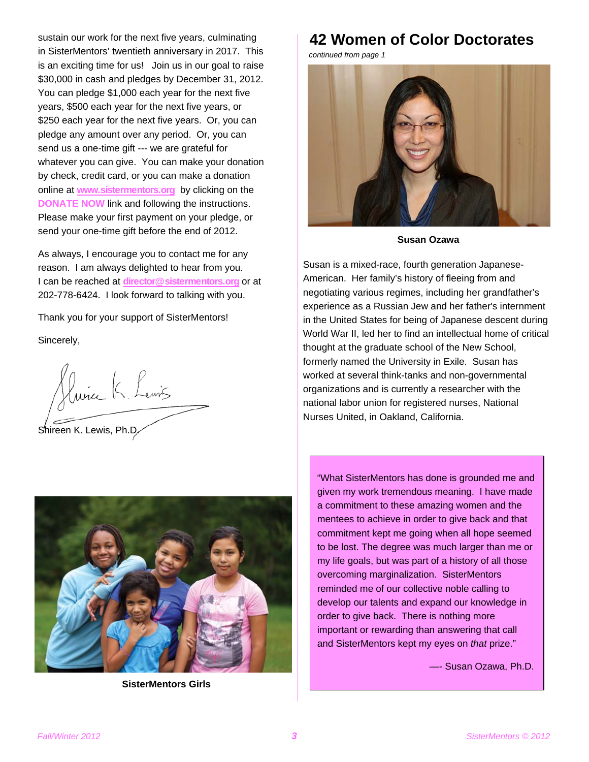sustain our work for the next five years, culminating in SisterMentors' twentieth anniversary in 2017. This is an exciting time for us! Join us in our goal to raise $30,000 in cash and pledges by December 31, 2012. You can pledge $1,000 each year for the next five years, $500 each year for the next five years, or $250 each year for the next five years. Or, you can pledge any amount over any period. Or, you can send us a one-time gift --- we are grateful for whatever you can give. You can make your donation by check, credit card, or you can make a donation online at www.sistermentors.org by clicking on the DONATE NOW link and following the instructions. Please make your first payment on your pledge, or send your one-time gift before the end of 2012.

As always, I encourage you to contact me for any reason. I am always delighted to hear from you. I can be reached at director@sistermentors.org or at 202-778-6424. I look forward to talking with you.

Thank you for your support of SisterMentors!

Sincerely,

Shireen K. Lewis, Ph.D.

**SisterMentors Girls**

# 42 Women of Color Doctorates

*continued from page 1*

**Susan Ozawa**

Susan is a mixed-race, fourth generation Japanese-American. Her family's history of fleeing from and negotiating various regimes, including her grandfather's experience as a Russian Jew and her father's internment in the United States for being of Japanese descent during World War II, led her to find an intellectual home of critical thought at the graduate school of the New School, formerly named the University in Exile. Susan has worked at several think-tanks and non-governmental organizations and is currently a researcher with the national labor union for registered nurses, National Nurses United, in Oakland, California.

"What SisterMentors has done is grounded me and given my work tremendous meaning. I have made a commitment to these amazing women and the mentees to achieve in order to give back and that commitment kept me going when all hope seemed to be lost. The degree was much larger than me or my life goals, but was part of a history of all those overcoming marginalization. SisterMentors reminded me of our collective noble calling to develop our talents and expand our knowledge in order to give back. There is nothing more important or rewarding than answering that call and SisterMentors kept my eyes on *that* prize."

—- Susan Ozawa, Ph.D.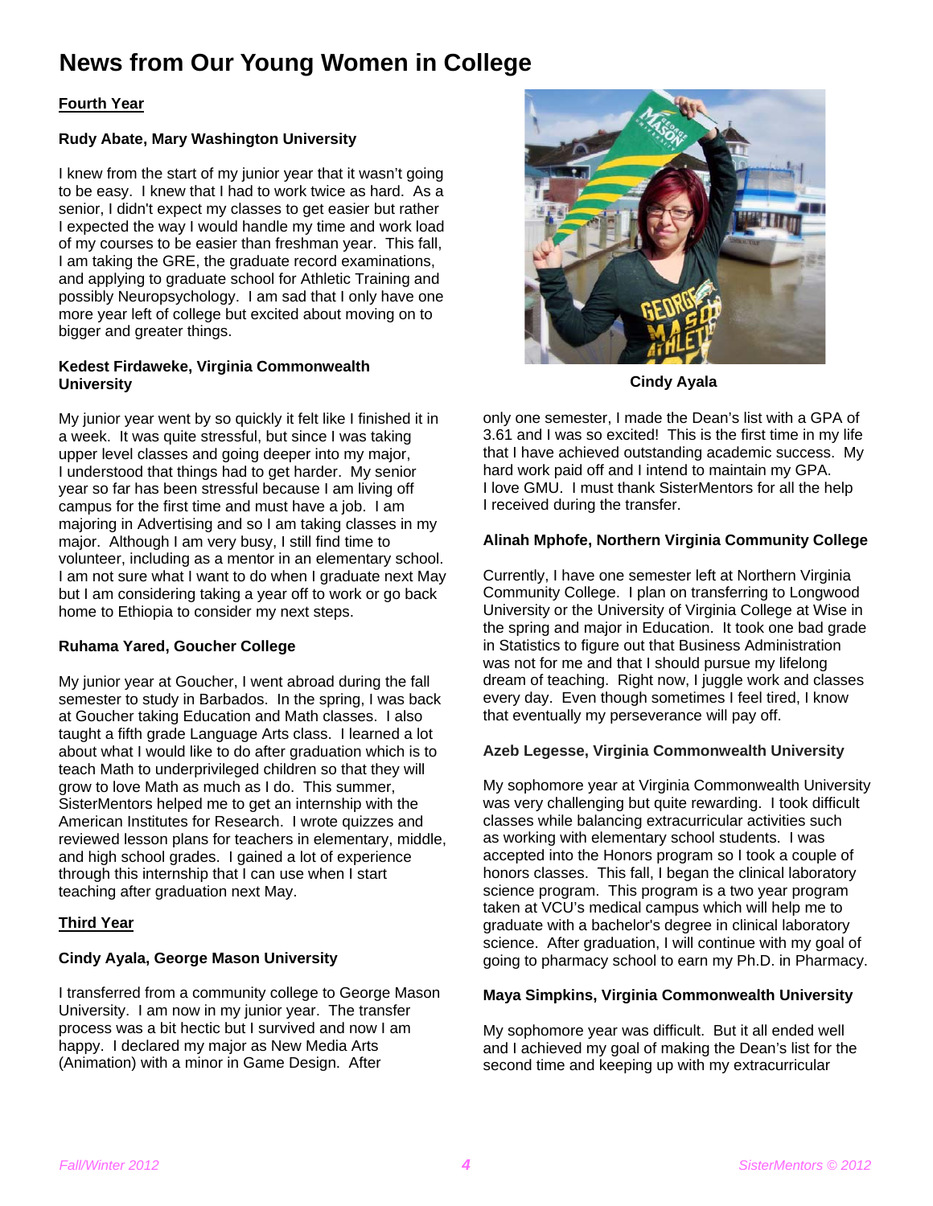# News from Our Young Women in College

## Fourth Year

### Rudy Abate, Mary Washington University

I knew from the start of my junior year that it wasn't going to be easy. I knew that I had to work twice as hard. As a senior, I didn't expect my classes to get easier but rather I expected the way I would handle my time and work load of my courses to be easier than freshman year. This fall, I am taking the GRE, the graduate record examinations, and applying to graduate school for Athletic Training and possibly Neuropsychology. I am sad that I only have one more year left of college but excited about moving on to bigger and greater things.

### Kedest Firdaweke, Virginia Commonwealth University

My junior year went by so quickly it felt like I finished it in a week. It was quite stressful, but since I was taking upper level classes and going deeper into my major, I understood that things had to get harder. My senior year so far has been stressful because I am living off campus for the first time and must have a job. I am majoring in Advertising and so I am taking classes in my major. Although I am very busy, I still find time to volunteer, including as a mentor in an elementary school. I am not sure what I want to do when I graduate next May but I am considering taking a year off to work or go back home to Ethiopia to consider my next steps.

### Ruhama Yared, Goucher College

My junior year at Goucher, I went abroad during the fall semester to study in Barbados. In the spring, I was back at Goucher taking Education and Math classes. I also taught a fifth grade Language Arts class. I learned a lot about what I would like to do after graduation which is to teach Math to underprivileged children so that they will grow to love Math as much as I do. This summer, SisterMentors helped me to get an internship with the American Institutes for Research. I wrote quizzes and reviewed lesson plans for teachers in elementary, middle, and high school grades. I gained a lot of experience through this internship that I can use when I start teaching after graduation next May.

## Third Year

### Cindy Ayala, George Mason University

I transferred from a community college to George Mason University. I am now in my junior year. The transfer process was a bit hectic but I survived and now I am happy. I declared my major as New Media Arts (Animation) with a minor in Game Design. After only one semester, I made the Dean's list with a GPA of 3.61 and I was so excited! This is the first time in my life that I have achieved outstanding academic success. My hard work paid off and I intend to maintain my GPA. I love GMU. I must thank SisterMentors for all the help I received during the transfer.

**Cindy Ayala**

### Alinah Mphofe, Northern Virginia Community College

Currently, I have one semester left at Northern Virginia Community College. I plan on transferring to Longwood University or the University of Virginia College at Wise in the spring and major in Education. It took one bad grade in Statistics to figure out that Business Administration was not for me and that I should pursue my lifelong dream of teaching. Right now, I juggle work and classes every day. Even though sometimes I feel tired, I know that eventually my perseverance will pay off.

### Azeb Legesse, Virginia Commonwealth University

My sophomore year at Virginia Commonwealth University was very challenging but quite rewarding. I took difficult classes while balancing extracurricular activities such as working with elementary school students. I was accepted into the Honors program so I took a couple of honors classes. This fall, I began the clinical laboratory science program. This program is a two year program taken at VCU's medical campus which will help me to graduate with a bachelor's degree in clinical laboratory science. After graduation, I will continue with my goal of going to pharmacy school to earn my Ph.D. in Pharmacy.

### Maya Simpkins, Virginia Commonwealth University

My sophomore year was difficult. But it all ended well and I achieved my goal of making the Dean's list for the second time and keeping up with my extracurricular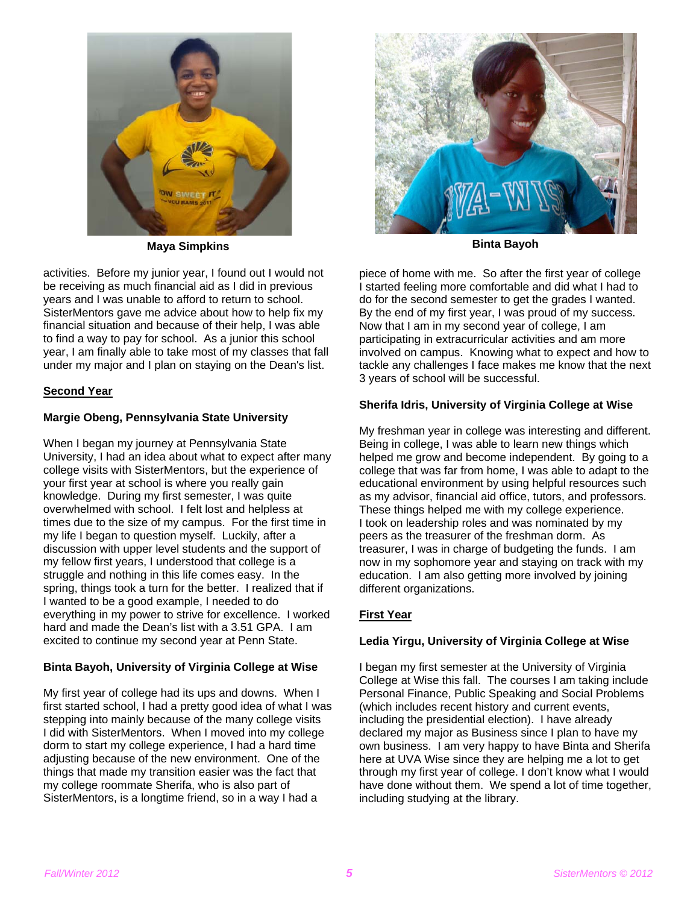Maya Simpkins

Binta Bayoh

activities. Before my junior year, I found out I would not be receiving as much financial aid as I did in previous years and I was unable to afford to return to school. SisterMentors gave me advice about how to help fix my financial situation and because of their help, I was able to find a way to pay for school. As a junior this school year, I am finally able to take most of my classes that fall under my major and I plan on staying on the Dean's list.

## Second Year

### Margie Obeng, Pennsylvania State University

When I began my journey at Pennsylvania State University, I had an idea about what to expect after many college visits with SisterMentors, but the experience of your first year at school is where you really gain knowledge. During my first semester, I was quite overwhelmed with school. I felt lost and helpless at times due to the size of my campus. For the first time in my life I began to question myself. Luckily, after a discussion with upper level students and the support of my fellow first years, I understood that college is a struggle and nothing in this life comes easy. In the spring, things took a turn for the better. I realized that if I wanted to be a good example, I needed to do everything in my power to strive for excellence. I worked hard and made the Dean's list with a 3.51 GPA. I am excited to continue my second year at Penn State.

### Binta Bayoh, University of Virginia College at Wise

My first year of college had its ups and downs. When I first started school, I had a pretty good idea of what I was stepping into mainly because of the many college visits I did with SisterMentors. When I moved into my college dorm to start my college experience, I had a hard time adjusting because of the new environment. One of the things that made my transition easier was the fact that my college roommate Sherifa, who is also part of SisterMentors, is a longtime friend, so in a way I had a piece of home with me. So after the first year of college I started feeling more comfortable and did what I had to do for the second semester to get the grades I wanted. By the end of my first year, I was proud of my success. Now that I am in my second year of college, I am participating in extracurricular activities and am more involved on campus. Knowing what to expect and how to tackle any challenges I face makes me know that the next 3 years of school will be successful.

### Sherifa Idris, University of Virginia College at Wise

My freshman year in college was interesting and different. Being in college, I was able to learn new things which helped me grow and become independent. By going to a college that was far from home, I was able to adapt to the educational environment by using helpful resources such as my advisor, financial aid office, tutors, and professors. These things helped me with my college experience. I took on leadership roles and was nominated by my peers as the treasurer of the freshman dorm. As treasurer, I was in charge of budgeting the funds. I am now in my sophomore year and staying on track with my education. I am also getting more involved by joining different organizations.

## First Year

### Ledia Yirgu, University of Virginia College at Wise

I began my first semester at the University of Virginia College at Wise this fall. The courses I am taking include Personal Finance, Public Speaking and Social Problems (which includes recent history and current events, including the presidential election). I have already declared my major as Business since I plan to have my own business. I am very happy to have Binta and Sherifa here at UVA Wise since they are helping me a lot to get through my first year of college. I don't know what I would have done without them. We spend a lot of time together, including studying at the library.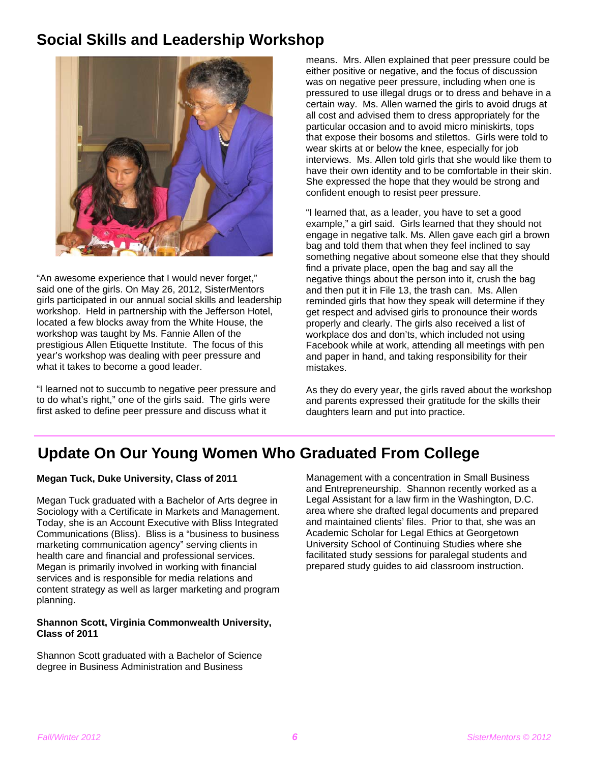## Social Skills and Leadership Workshop

"An awesome experience that I would never forget," said one of the girls. On May 26, 2012, SisterMentors girls participated in our annual social skills and leadership workshop. Held in partnership with the Jefferson Hotel, located a few blocks away from the White House, the workshop was taught by Ms. Fannie Allen of the prestigious Allen Etiquette Institute. The focus of this year's workshop was dealing with peer pressure and what it takes to become a good leader.

"I learned not to succumb to negative peer pressure and to do what's right," one of the girls said. The girls were first asked to define peer pressure and discuss what it means. Mrs. Allen explained that peer pressure could be either positive or negative, and the focus of discussion was on negative peer pressure, including when one is pressured to use illegal drugs or to dress and behave in a certain way. Ms. Allen warned the girls to avoid drugs at all cost and advised them to dress appropriately for the particular occasion and to avoid micro miniskirts, tops that expose their bosoms and stilettos. Girls were told to wear skirts at or below the knee, especially for job interviews. Ms. Allen told girls that she would like them to have their own identity and to be comfortable in their skin. She expressed the hope that they would be strong and confident enough to resist peer pressure.

"I learned that, as a leader, you have to set a good example," a girl said. Girls learned that they should not engage in negative talk. Ms. Allen gave each girl a brown bag and told them that when they feel inclined to say something negative about someone else that they should find a private place, open the bag and say all the negative things about the person into it, crush the bag and then put it in File 13, the trash can. Ms. Allen reminded girls that how they speak will determine if they get respect and advised girls to pronounce their words properly and clearly. The girls also received a list of workplace dos and don'ts, which included not using Facebook while at work, attending all meetings with pen and paper in hand, and taking responsibility for their mistakes.

As they do every year, the girls raved about the workshop and parents expressed their gratitude for the skills their daughters learn and put into practice.

## Update On Our Young Women Who Graduated From College

**Megan Tuck, Duke University, Class of 2011**

Megan Tuck graduated with a Bachelor of Arts degree in Sociology with a Certificate in Markets and Management. Today, she is an Account Executive with Bliss Integrated Communications (Bliss). Bliss is a "business to business marketing communication agency" serving clients in health care and financial and professional services. Megan is primarily involved in working with financial services and is responsible for media relations and content strategy as well as larger marketing and program planning.

**Shannon Scott, Virginia Commonwealth University, Class of 2011**

Shannon Scott graduated with a Bachelor of Science degree in Business Administration and Business Management with a concentration in Small Business and Entrepreneurship. Shannon recently worked as a Legal Assistant for a law firm in the Washington, D.C. area where she drafted legal documents and prepared and maintained clients' files. Prior to that, she was an Academic Scholar for Legal Ethics at Georgetown University School of Continuing Studies where she facilitated study sessions for paralegal students and prepared study guides to aid classroom instruction.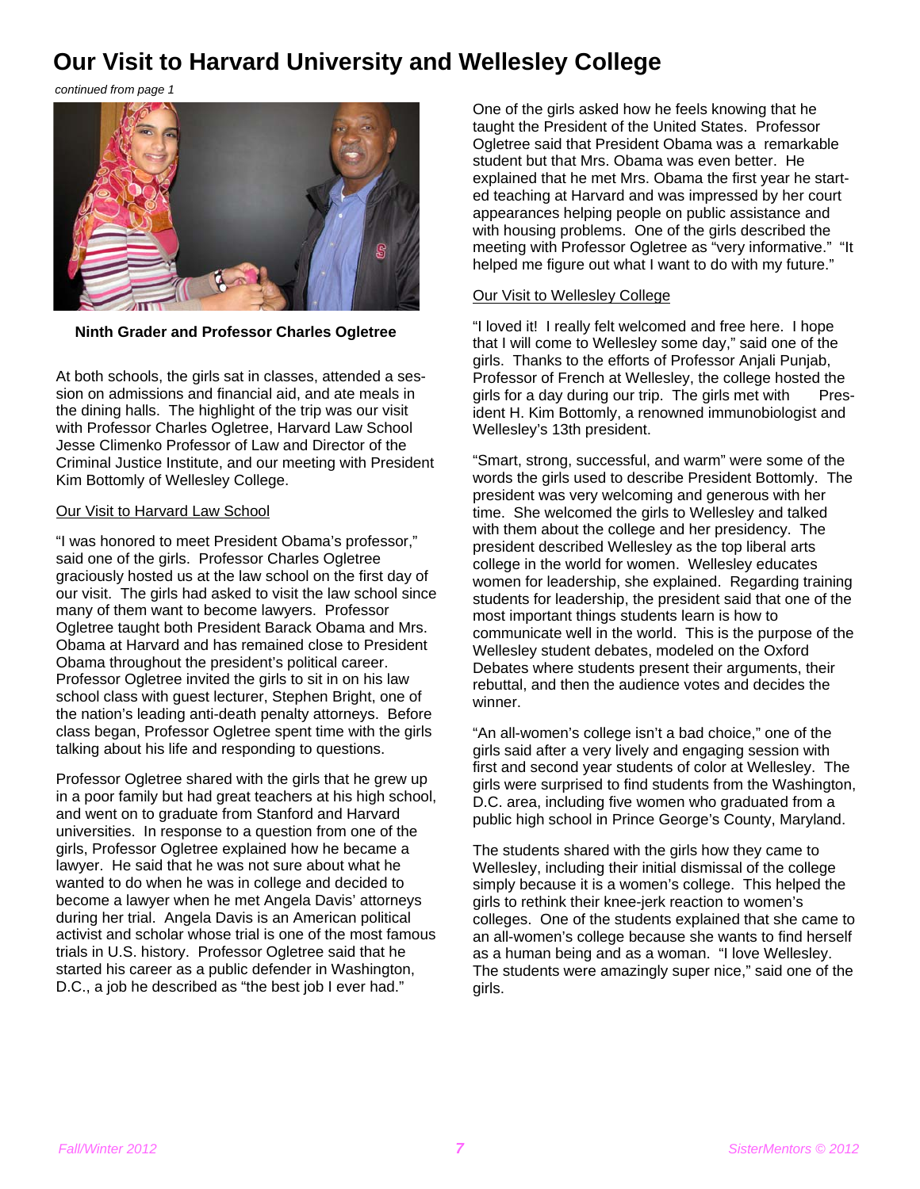# Our Visit to Harvard University and Wellesley College

*continued from page 1*

**Ninth Grader and Professor Charles Ogletree**

At both schools, the girls sat in classes, attended a session on admissions and financial aid, and ate meals in the dining halls. The highlight of the trip was our visit with Professor Charles Ogletree, Harvard Law School Jesse Climenko Professor of Law and Director of the Criminal Justice Institute, and our meeting with President Kim Bottomly of Wellesley College.

## Our Visit to Harvard Law School

"I was honored to meet President Obama's professor," said one of the girls. Professor Charles Ogletree graciously hosted us at the law school on the first day of our visit. The girls had asked to visit the law school since many of them want to become lawyers. Professor Ogletree taught both President Barack Obama and Mrs. Obama at Harvard and has remained close to President Obama throughout the president's political career. Professor Ogletree invited the girls to sit in on his law school class with guest lecturer, Stephen Bright, one of the nation's leading anti-death penalty attorneys. Before class began, Professor Ogletree spent time with the girls talking about his life and responding to questions.

Professor Ogletree shared with the girls that he grew up in a poor family but had great teachers at his high school, and went on to graduate from Stanford and Harvard universities. In response to a question from one of the girls, Professor Ogletree explained how he became a lawyer. He said that he was not sure about what he wanted to do when he was in college and decided to become a lawyer when he met Angela Davis' attorneys during her trial. Angela Davis is an American political activist and scholar whose trial is one of the most famous trials in U.S. history. Professor Ogletree said that he started his career as a public defender in Washington, D.C., a job he described as "the best job I ever had."

One of the girls asked how he feels knowing that he taught the President of the United States. Professor Ogletree said that President Obama was a remarkable student but that Mrs. Obama was even better. He explained that he met Mrs. Obama the first year he started teaching at Harvard and was impressed by her court appearances helping people on public assistance and with housing problems. One of the girls described the meeting with Professor Ogletree as "very informative." "It helped me figure out what I want to do with my future."

## Our Visit to Wellesley College

"I loved it! I really felt welcomed and free here. I hope that I will come to Wellesley some day," said one of the girls. Thanks to the efforts of Professor Anjali Punjab, Professor of French at Wellesley, the college hosted the girls for a day during our trip. The girls met with President H. Kim Bottomly, a renowned immunobiologist and Wellesley's 13th president.

"Smart, strong, successful, and warm" were some of the words the girls used to describe President Bottomly. The president was very welcoming and generous with her time. She welcomed the girls to Wellesley and talked with them about the college and her presidency. The president described Wellesley as the top liberal arts college in the world for women. Wellesley educates women for leadership, she explained. Regarding training students for leadership, the president said that one of the most important things students learn is how to communicate well in the world. This is the purpose of the Wellesley student debates, modeled on the Oxford Debates where students present their arguments, their rebuttal, and then the audience votes and decides the winner.

"An all-women's college isn't a bad choice," one of the girls said after a very lively and engaging session with first and second year students of color at Wellesley. The girls were surprised to find students from the Washington, D.C. area, including five women who graduated from a public high school in Prince George's County, Maryland.

The students shared with the girls how they came to Wellesley, including their initial dismissal of the college simply because it is a women's college. This helped the girls to rethink their knee-jerk reaction to women's colleges. One of the students explained that she came to an all-women's college because she wants to find herself as a human being and as a woman. "I love Wellesley. The students were amazingly super nice," said one of the girls.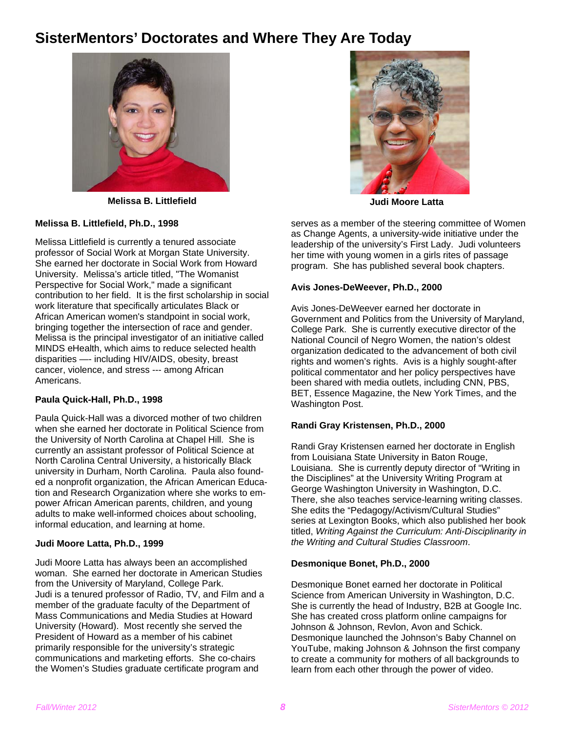# SisterMentors' Doctorates and Where They Are Today

Melissa B. Littlefield

Judi Moore Latta

**Melissa B. Littlefield, Ph.D., 1998**

Melissa Littlefield is currently a tenured associate professor of Social Work at Morgan State University. She earned her doctorate in Social Work from Howard University. Melissa's article titled, "The Womanist Perspective for Social Work," made a significant contribution to her field. It is the first scholarship in social work literature that specifically articulates Black or African American women's standpoint in social work, bringing together the intersection of race and gender. Melissa is the principal investigator of an initiative called MINDS eHealth, which aims to reduce selected health disparities —- including HIV/AIDS, obesity, breast cancer, violence, and stress --- among African Americans.

**Paula Quick-Hall, Ph.D., 1998**

Paula Quick-Hall was a divorced mother of two children when she earned her doctorate in Political Science from the University of North Carolina at Chapel Hill. She is currently an assistant professor of Political Science at North Carolina Central University, a historically Black university in Durham, North Carolina. Paula also founded a nonprofit organization, the African American Education and Research Organization where she works to empower African American parents, children, and young adults to make well-informed choices about schooling, informal education, and learning at home.

**Judi Moore Latta, Ph.D., 1999**

Judi Moore Latta has always been an accomplished woman. She earned her doctorate in American Studies from the University of Maryland, College Park. Judi is a tenured professor of Radio, TV, and Film and a member of the graduate faculty of the Department of Mass Communications and Media Studies at Howard University (Howard). Most recently she served the President of Howard as a member of his cabinet primarily responsible for the university's strategic communications and marketing efforts. She co-chairs the Women's Studies graduate certificate program and serves as a member of the steering committee of Women as Change Agents, a university-wide initiative under the leadership of the university's First Lady. Judi volunteers her time with young women in a girls rites of passage program. She has published several book chapters.

**Avis Jones-DeWeever, Ph.D., 2000**

Avis Jones-DeWeever earned her doctorate in Government and Politics from the University of Maryland, College Park. She is currently executive director of the National Council of Negro Women, the nation's oldest organization dedicated to the advancement of both civil rights and women's rights. Avis is a highly sought-after political commentator and her policy perspectives have been shared with media outlets, including CNN, PBS, BET, Essence Magazine, the New York Times, and the Washington Post.

**Randi Gray Kristensen, Ph.D., 2000**

Randi Gray Kristensen earned her doctorate in English from Louisiana State University in Baton Rouge, Louisiana. She is currently deputy director of "Writing in the Disciplines" at the University Writing Program at George Washington University in Washington, D.C. There, she also teaches service-learning writing classes. She edits the "Pedagogy/Activism/Cultural Studies" series at Lexington Books, which also published her book titled, *Writing Against the Curriculum: Anti-Disciplinarity in the Writing and Cultural Studies Classroom*.

**Desmonique Bonet, Ph.D., 2000**

Desmonique Bonet earned her doctorate in Political Science from American University in Washington, D.C. She is currently the head of Industry, B2B at Google Inc. She has created cross platform online campaigns for Johnson & Johnson, Revlon, Avon and Schick. Desmonique launched the Johnson's Baby Channel on YouTube, making Johnson & Johnson the first company to create a community for mothers of all backgrounds to learn from each other through the power of video.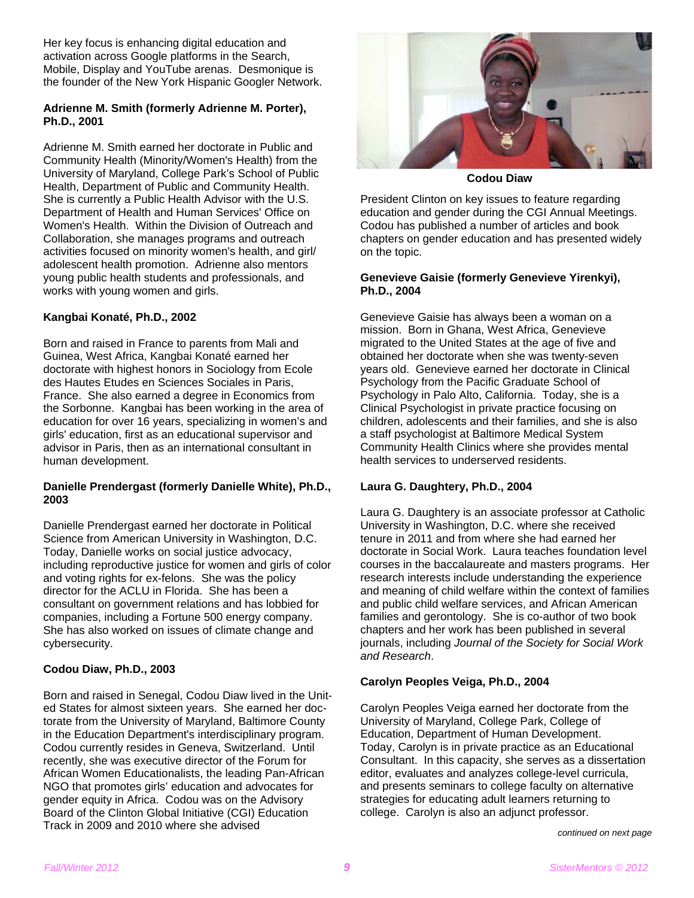Her key focus is enhancing digital education and activation across Google platforms in the Search, Mobile, Display and YouTube arenas. Desmonique is the founder of the New York Hispanic Googler Network.

**Adrienne M. Smith (formerly Adrienne M. Porter), Ph.D., 2001**

Adrienne M. Smith earned her doctorate in Public and Community Health (Minority/Women's Health) from the University of Maryland, College Park's School of Public Health, Department of Public and Community Health. She is currently a Public Health Advisor with the U.S. Department of Health and Human Services' Office on Women's Health. Within the Division of Outreach and Collaboration, she manages programs and outreach activities focused on minority women's health, and girl/ adolescent health promotion. Adrienne also mentors young public health students and professionals, and works with young women and girls.

**Kangbai Konaté, Ph.D., 2002**

Born and raised in France to parents from Mali and Guinea, West Africa, Kangbai Konaté earned her doctorate with highest honors in Sociology from Ecole des Hautes Etudes en Sciences Sociales in Paris, France. She also earned a degree in Economics from the Sorbonne. Kangbai has been working in the area of education for over 16 years, specializing in women's and girls' education, first as an educational supervisor and advisor in Paris, then as an international consultant in human development.

**Danielle Prendergast (formerly Danielle White), Ph.D., 2003**

Danielle Prendergast earned her doctorate in Political Science from American University in Washington, D.C. Today, Danielle works on social justice advocacy, including reproductive justice for women and girls of color and voting rights for ex-felons. She was the policy director for the ACLU in Florida. She has been a consultant on government relations and has lobbied for companies, including a Fortune 500 energy company. She has also worked on issues of climate change and cybersecurity.

**Codou Diaw, Ph.D., 2003**

Born and raised in Senegal, Codou Diaw lived in the United States for almost sixteen years. She earned her doctorate from the University of Maryland, Baltimore County in the Education Department's interdisciplinary program. Codou currently resides in Geneva, Switzerland. Until recently, she was executive director of the Forum for African Women Educationalists, the leading Pan-African NGO that promotes girls' education and advocates for gender equity in Africa. Codou was on the Advisory Board of the Clinton Global Initiative (CGI) Education Track in 2009 and 2010 where she advised President Clinton on key issues to feature regarding education and gender during the CGI Annual Meetings. Codou has published a number of articles and book chapters on gender education and has presented widely on the topic.

**Codou Diaw**

**Genevieve Gaisie (formerly Genevieve Yirenkyi), Ph.D., 2004**

Genevieve Gaisie has always been a woman on a mission. Born in Ghana, West Africa, Genevieve migrated to the United States at the age of five and obtained her doctorate when she was twenty-seven years old. Genevieve earned her doctorate in Clinical Psychology from the Pacific Graduate School of Psychology in Palo Alto, California. Today, she is a Clinical Psychologist in private practice focusing on children, adolescents and their families, and she is also a staff psychologist at Baltimore Medical System Community Health Clinics where she provides mental health services to underserved residents.

**Laura G. Daughtery, Ph.D., 2004**

Laura G. Daughtery is an associate professor at Catholic University in Washington, D.C. where she received tenure in 2011 and from where she had earned her doctorate in Social Work. Laura teaches foundation level courses in the baccalaureate and masters programs. Her research interests include understanding the experience and meaning of child welfare within the context of families and public child welfare services, and African American families and gerontology. She is co-author of two book chapters and her work has been published in several journals, including *Journal of the Society for Social Work and Research*.

**Carolyn Peoples Veiga, Ph.D., 2004**

Carolyn Peoples Veiga earned her doctorate from the University of Maryland, College Park, College of Education, Department of Human Development. Today, Carolyn is in private practice as an Educational Consultant. In this capacity, she serves as a dissertation editor, evaluates and analyzes college-level curricula, and presents seminars to college faculty on alternative strategies for educating adult learners returning to college. Carolyn is also an adjunct professor.

*continued on next page*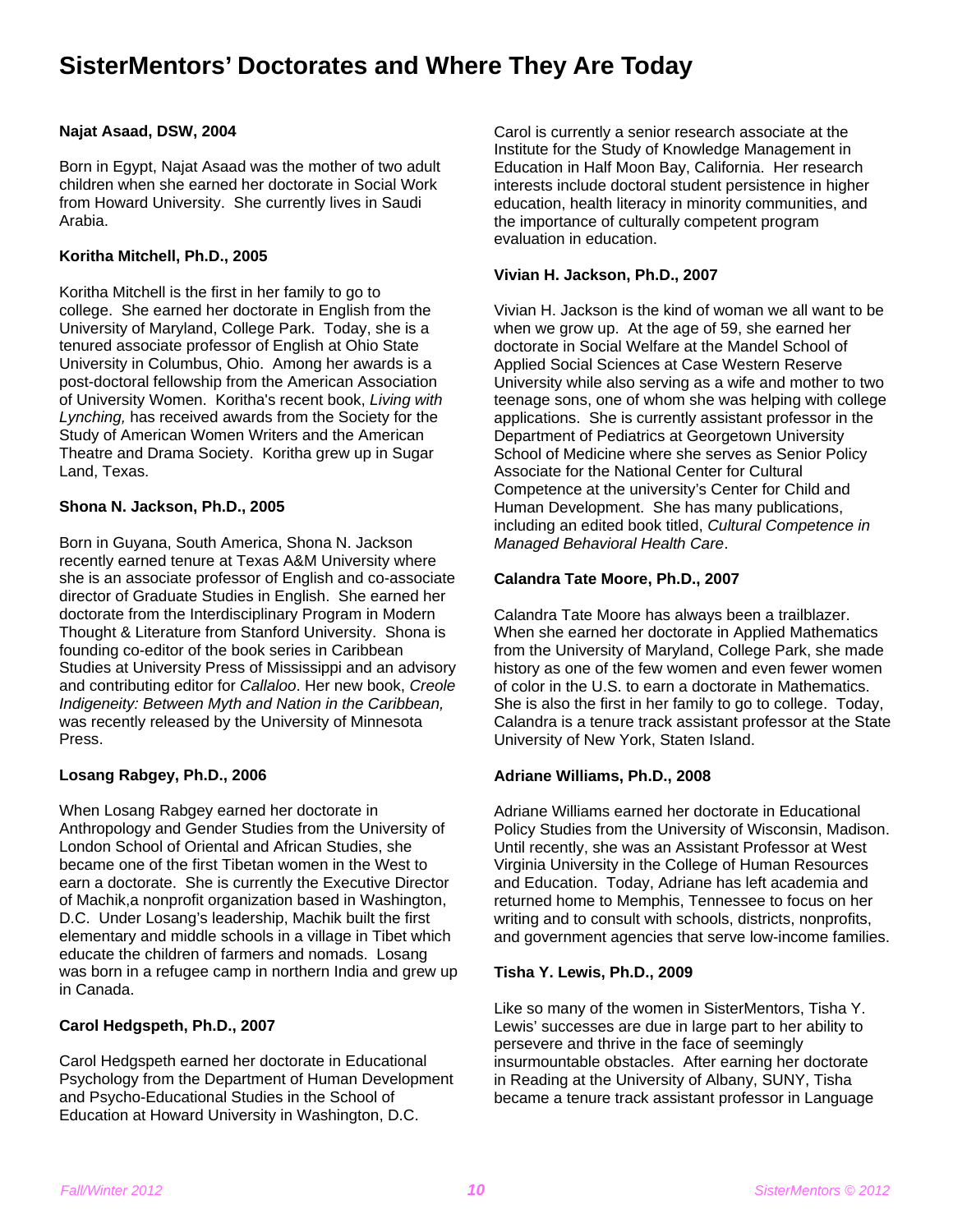# SisterMentors' Doctorates and Where They Are Today

**Najat Asaad, DSW, 2004**

Born in Egypt, Najat Asaad was the mother of two adult children when she earned her doctorate in Social Work from Howard University. She currently lives in Saudi Arabia.

**Koritha Mitchell, Ph.D., 2005**

Koritha Mitchell is the first in her family to go to college. She earned her doctorate in English from the University of Maryland, College Park. Today, she is a tenured associate professor of English at Ohio State University in Columbus, Ohio. Among her awards is a post-doctoral fellowship from the American Association of University Women. Koritha's recent book, *Living with Lynching,* has received awards from the Society for the Study of American Women Writers and the American Theatre and Drama Society. Koritha grew up in Sugar Land, Texas.

**Shona N. Jackson, Ph.D., 2005**

Born in Guyana, South America, Shona N. Jackson recently earned tenure at Texas A&M University where she is an associate professor of English and co-associate director of Graduate Studies in English. She earned her doctorate from the Interdisciplinary Program in Modern Thought & Literature from Stanford University. Shona is founding co-editor of the book series in Caribbean Studies at University Press of Mississippi and an advisory and contributing editor for *Callaloo*. Her new book, *Creole Indigeneity: Between Myth and Nation in the Caribbean,* was recently released by the University of Minnesota Press.

**Losang Rabgey, Ph.D., 2006**

When Losang Rabgey earned her doctorate in Anthropology and Gender Studies from the University of London School of Oriental and African Studies, she became one of the first Tibetan women in the West to earn a doctorate. She is currently the Executive Director of Machik,a nonprofit organization based in Washington, D.C. Under Losang's leadership, Machik built the first elementary and middle schools in a village in Tibet which educate the children of farmers and nomads. Losang was born in a refugee camp in northern India and grew up in Canada.

**Carol Hedgspeth, Ph.D., 2007**

Carol Hedgspeth earned her doctorate in Educational Psychology from the Department of Human Development and Psycho-Educational Studies in the School of Education at Howard University in Washington, D.C.

Carol is currently a senior research associate at the Institute for the Study of Knowledge Management in Education in Half Moon Bay, California. Her research interests include doctoral student persistence in higher education, health literacy in minority communities, and the importance of culturally competent program evaluation in education.

**Vivian H. Jackson, Ph.D., 2007**

Vivian H. Jackson is the kind of woman we all want to be when we grow up. At the age of 59, she earned her doctorate in Social Welfare at the Mandel School of Applied Social Sciences at Case Western Reserve University while also serving as a wife and mother to two teenage sons, one of whom she was helping with college applications. She is currently assistant professor in the Department of Pediatrics at Georgetown University School of Medicine where she serves as Senior Policy Associate for the National Center for Cultural Competence at the university's Center for Child and Human Development. She has many publications, including an edited book titled, *Cultural Competence in Managed Behavioral Health Care*.

**Calandra Tate Moore, Ph.D., 2007**

Calandra Tate Moore has always been a trailblazer. When she earned her doctorate in Applied Mathematics from the University of Maryland, College Park, she made history as one of the few women and even fewer women of color in the U.S. to earn a doctorate in Mathematics. She is also the first in her family to go to college. Today, Calandra is a tenure track assistant professor at the State University of New York, Staten Island.

**Adriane Williams, Ph.D., 2008**

Adriane Williams earned her doctorate in Educational Policy Studies from the University of Wisconsin, Madison. Until recently, she was an Assistant Professor at West Virginia University in the College of Human Resources and Education. Today, Adriane has left academia and returned home to Memphis, Tennessee to focus on her writing and to consult with schools, districts, nonprofits, and government agencies that serve low-income families.

**Tisha Y. Lewis, Ph.D., 2009**

Like so many of the women in SisterMentors, Tisha Y. Lewis' successes are due in large part to her ability to persevere and thrive in the face of seemingly insurmountable obstacles. After earning her doctorate in Reading at the University of Albany, SUNY, Tisha became a tenure track assistant professor in Language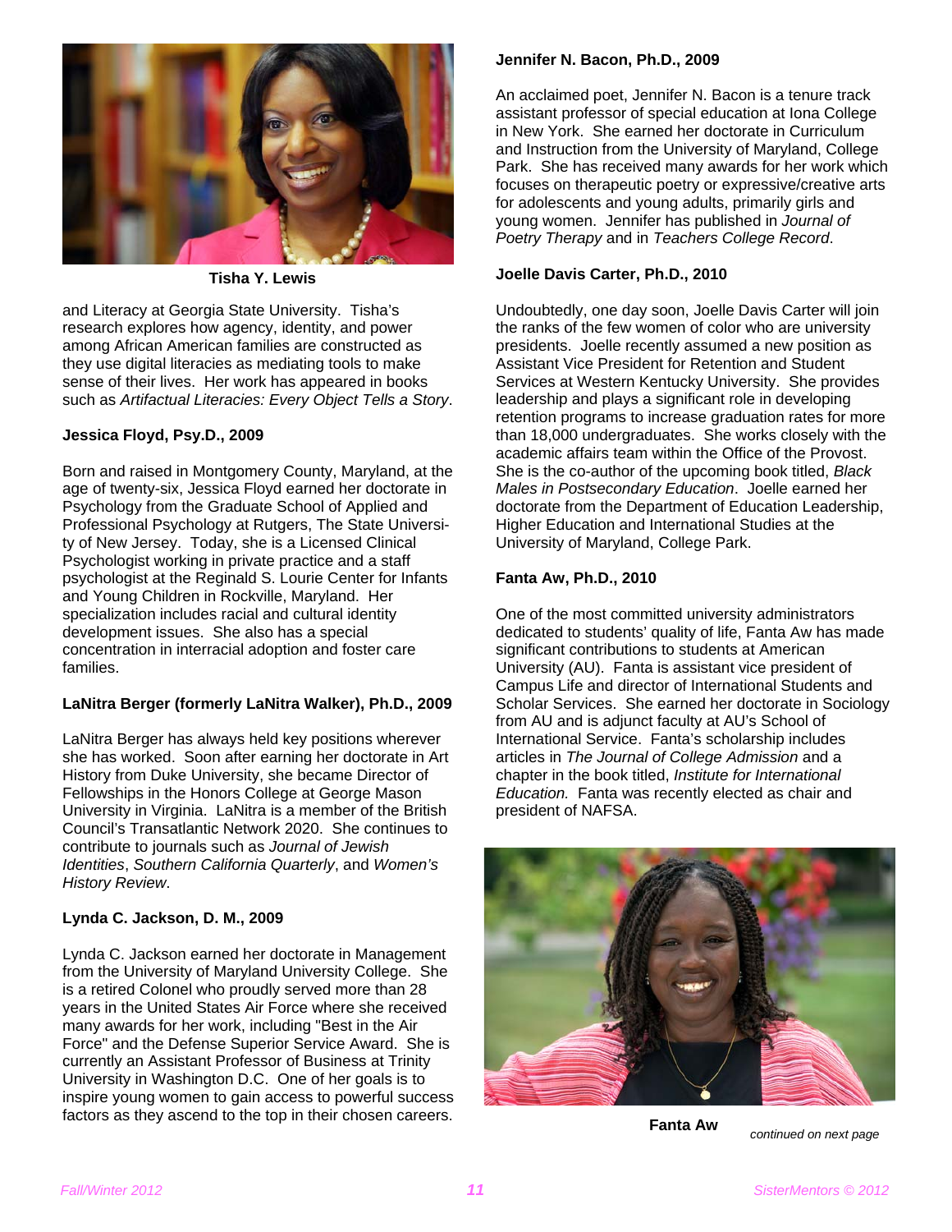Tisha Y. Lewis

and Literacy at Georgia State University. Tisha's research explores how agency, identity, and power among African American families are constructed as they use digital literacies as mediating tools to make sense of their lives. Her work has appeared in books such as *Artifactual Literacies: Every Object Tells a Story*.

**Jessica Floyd, Psy.D., 2009**

Born and raised in Montgomery County, Maryland, at the age of twenty-six, Jessica Floyd earned her doctorate in Psychology from the Graduate School of Applied and Professional Psychology at Rutgers, The State University of New Jersey. Today, she is a Licensed Clinical Psychologist working in private practice and a staff psychologist at the Reginald S. Lourie Center for Infants and Young Children in Rockville, Maryland. Her specialization includes racial and cultural identity development issues. She also has a special concentration in interracial adoption and foster care families.

**LaNitra Berger (formerly LaNitra Walker), Ph.D., 2009**

LaNitra Berger has always held key positions wherever she has worked. Soon after earning her doctorate in Art History from Duke University, she became Director of Fellowships in the Honors College at George Mason University in Virginia. LaNitra is a member of the British Council's Transatlantic Network 2020. She continues to contribute to journals such as *Journal of Jewish Identities*, *Southern California Quarterly*, and *Women's History Review*.

**Lynda C. Jackson, D. M., 2009**

Lynda C. Jackson earned her doctorate in Management from the University of Maryland University College. She is a retired Colonel who proudly served more than 28 years in the United States Air Force where she received many awards for her work, including "Best in the Air Force" and the Defense Superior Service Award. She is currently an Assistant Professor of Business at Trinity University in Washington D.C. One of her goals is to inspire young women to gain access to powerful success factors as they ascend to the top in their chosen careers.

**Jennifer N. Bacon, Ph.D., 2009**

An acclaimed poet, Jennifer N. Bacon is a tenure track assistant professor of special education at Iona College in New York. She earned her doctorate in Curriculum and Instruction from the University of Maryland, College Park. She has received many awards for her work which focuses on therapeutic poetry or expressive/creative arts for adolescents and young adults, primarily girls and young women. Jennifer has published in *Journal of Poetry Therapy* and in *Teachers College Record*.

**Joelle Davis Carter, Ph.D., 2010**

Undoubtedly, one day soon, Joelle Davis Carter will join the ranks of the few women of color who are university presidents. Joelle recently assumed a new position as Assistant Vice President for Retention and Student Services at Western Kentucky University. She provides leadership and plays a significant role in developing retention programs to increase graduation rates for more than 18,000 undergraduates. She works closely with the academic affairs team within the Office of the Provost. She is the co-author of the upcoming book titled, *Black Males in Postsecondary Education*. Joelle earned her doctorate from the Department of Education Leadership, Higher Education and International Studies at the University of Maryland, College Park.

**Fanta Aw, Ph.D., 2010**

One of the most committed university administrators dedicated to students' quality of life, Fanta Aw has made significant contributions to students at American University (AU). Fanta is assistant vice president of Campus Life and director of International Students and Scholar Services. She earned her doctorate in Sociology from AU and is adjunct faculty at AU's School of International Service. Fanta's scholarship includes articles in *The Journal of College Admission* and a chapter in the book titled, *Institute for International Education.* Fanta was recently elected as chair and president of NAFSA.

Fanta Aw

*continued on next page*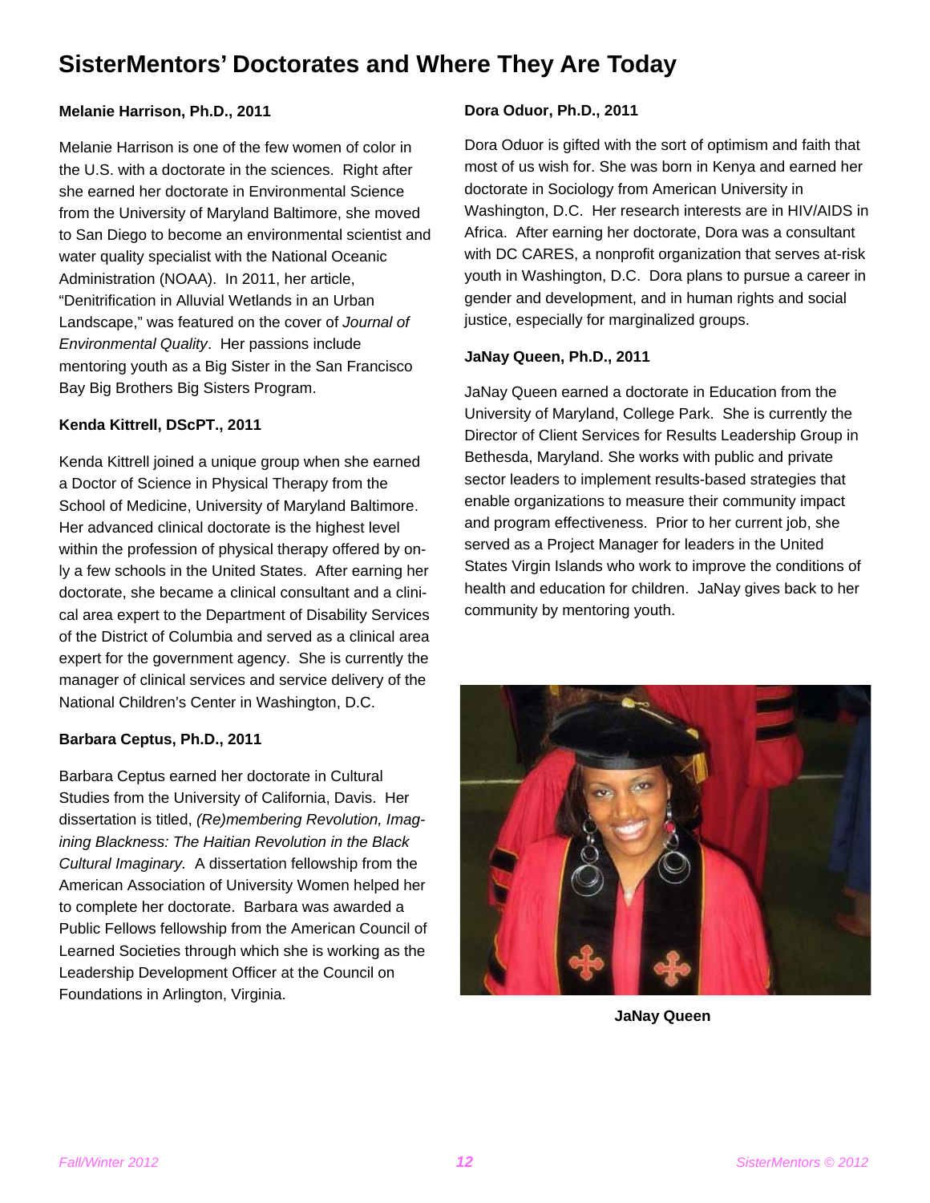# SisterMentors' Doctorates and Where They Are Today

**Melanie Harrison, Ph.D., 2011**

Melanie Harrison is one of the few women of color in the U.S. with a doctorate in the sciences. Right after she earned her doctorate in Environmental Science from the University of Maryland Baltimore, she moved to San Diego to become an environmental scientist and water quality specialist with the National Oceanic Administration (NOAA). In 2011, her article, "Denitrification in Alluvial Wetlands in an Urban Landscape," was featured on the cover of *Journal of Environmental Quality*. Her passions include mentoring youth as a Big Sister in the San Francisco Bay Big Brothers Big Sisters Program.

**Kenda Kittrell, DScPT., 2011**

Kenda Kittrell joined a unique group when she earned a Doctor of Science in Physical Therapy from the School of Medicine, University of Maryland Baltimore. Her advanced clinical doctorate is the highest level within the profession of physical therapy offered by only a few schools in the United States. After earning her doctorate, she became a clinical consultant and a clinical area expert to the Department of Disability Services of the District of Columbia and served as a clinical area expert for the government agency. She is currently the manager of clinical services and service delivery of the National Children's Center in Washington, D.C.

**Barbara Ceptus, Ph.D., 2011**

Barbara Ceptus earned her doctorate in Cultural Studies from the University of California, Davis. Her dissertation is titled, *(Re)membering Revolution, Imagining Blackness: The Haitian Revolution in the Black Cultural Imaginary.* A dissertation fellowship from the American Association of University Women helped her to complete her doctorate. Barbara was awarded a Public Fellows fellowship from the American Council of Learned Societies through which she is working as the Leadership Development Officer at the Council on Foundations in Arlington, Virginia.

**Dora Oduor, Ph.D., 2011**

Dora Oduor is gifted with the sort of optimism and faith that most of us wish for. She was born in Kenya and earned her doctorate in Sociology from American University in Washington, D.C. Her research interests are in HIV/AIDS in Africa. After earning her doctorate, Dora was a consultant with DC CARES, a nonprofit organization that serves at-risk youth in Washington, D.C. Dora plans to pursue a career in gender and development, and in human rights and social justice, especially for marginalized groups.

**JaNay Queen, Ph.D., 2011**

JaNay Queen earned a doctorate in Education from the University of Maryland, College Park. She is currently the Director of Client Services for Results Leadership Group in Bethesda, Maryland. She works with public and private sector leaders to implement results-based strategies that enable organizations to measure their community impact and program effectiveness. Prior to her current job, she served as a Project Manager for leaders in the United States Virgin Islands who work to improve the conditions of health and education for children. JaNay gives back to her community by mentoring youth.

**JaNay Queen**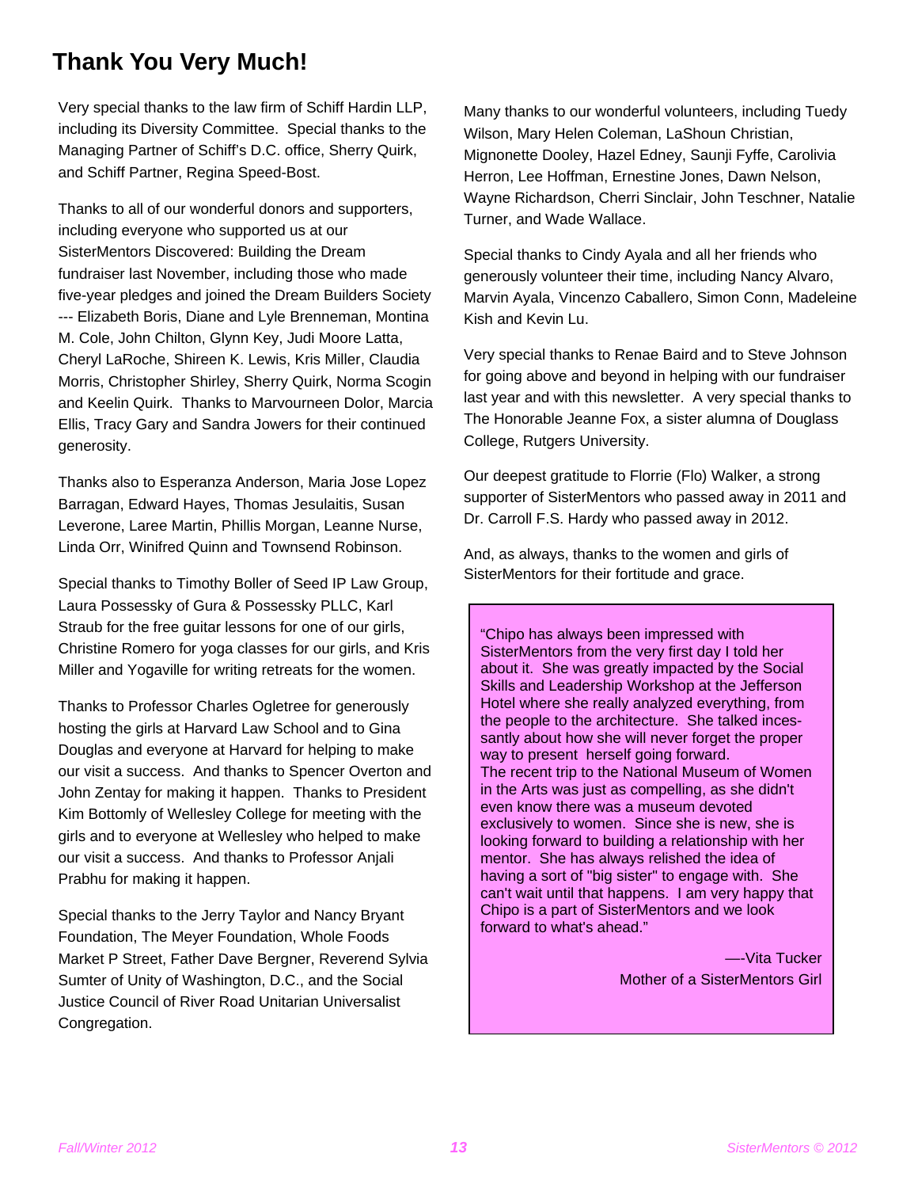# Thank You Very Much!

Very special thanks to the law firm of Schiff Hardin LLP, including its Diversity Committee. Special thanks to the Managing Partner of Schiff's D.C. office, Sherry Quirk, and Schiff Partner, Regina Speed-Bost.

Thanks to all of our wonderful donors and supporters, including everyone who supported us at our SisterMentors Discovered: Building the Dream fundraiser last November, including those who made five-year pledges and joined the Dream Builders Society --- Elizabeth Boris, Diane and Lyle Brenneman, Montina M. Cole, John Chilton, Glynn Key, Judi Moore Latta, Cheryl LaRoche, Shireen K. Lewis, Kris Miller, Claudia Morris, Christopher Shirley, Sherry Quirk, Norma Scogin and Keelin Quirk. Thanks to Marvourneen Dolor, Marcia Ellis, Tracy Gary and Sandra Jowers for their continued generosity.

Thanks also to Esperanza Anderson, Maria Jose Lopez Barragan, Edward Hayes, Thomas Jesulaitis, Susan Leverone, Laree Martin, Phillis Morgan, Leanne Nurse, Linda Orr, Winifred Quinn and Townsend Robinson.

Special thanks to Timothy Boller of Seed IP Law Group, Laura Possessky of Gura & Possessky PLLC, Karl Straub for the free guitar lessons for one of our girls, Christine Romero for yoga classes for our girls, and Kris Miller and Yogaville for writing retreats for the women.

Thanks to Professor Charles Ogletree for generously hosting the girls at Harvard Law School and to Gina Douglas and everyone at Harvard for helping to make our visit a success. And thanks to Spencer Overton and John Zentay for making it happen. Thanks to President Kim Bottomly of Wellesley College for meeting with the girls and to everyone at Wellesley who helped to make our visit a success. And thanks to Professor Anjali Prabhu for making it happen.

Special thanks to the Jerry Taylor and Nancy Bryant Foundation, The Meyer Foundation, Whole Foods Market P Street, Father Dave Bergner, Reverend Sylvia Sumter of Unity of Washington, D.C., and the Social Justice Council of River Road Unitarian Universalist Congregation.

Many thanks to our wonderful volunteers, including Tuedy Wilson, Mary Helen Coleman, LaShoun Christian, Mignonette Dooley, Hazel Edney, Saunji Fyffe, Carolivia Herron, Lee Hoffman, Ernestine Jones, Dawn Nelson, Wayne Richardson, Cherri Sinclair, John Teschner, Natalie Turner, and Wade Wallace.

Special thanks to Cindy Ayala and all her friends who generously volunteer their time, including Nancy Alvaro, Marvin Ayala, Vincenzo Caballero, Simon Conn, Madeleine Kish and Kevin Lu.

Very special thanks to Renae Baird and to Steve Johnson for going above and beyond in helping with our fundraiser last year and with this newsletter. A very special thanks to The Honorable Jeanne Fox, a sister alumna of Douglass College, Rutgers University.

Our deepest gratitude to Florrie (Flo) Walker, a strong supporter of SisterMentors who passed away in 2011 and Dr. Carroll F.S. Hardy who passed away in 2012.

And, as always, thanks to the women and girls of SisterMentors for their fortitude and grace.

> "Chipo has always been impressed with SisterMentors from the very first day I told her about it. She was greatly impacted by the Social Skills and Leadership Workshop at the Jefferson Hotel where she really analyzed everything, from the people to the architecture. She talked incessantly about how she will never forget the proper way to present herself going forward.
> The recent trip to the National Museum of Women in the Arts was just as compelling, as she didn't even know there was a museum devoted exclusively to women. Since she is new, she is looking forward to building a relationship with her mentor. She has always relished the idea of having a sort of "big sister" to engage with. She can't wait until that happens. I am very happy that Chipo is a part of SisterMentors and we look forward to what's ahead."
>
> —-Vita Tucker
> Mother of a SisterMentors Girl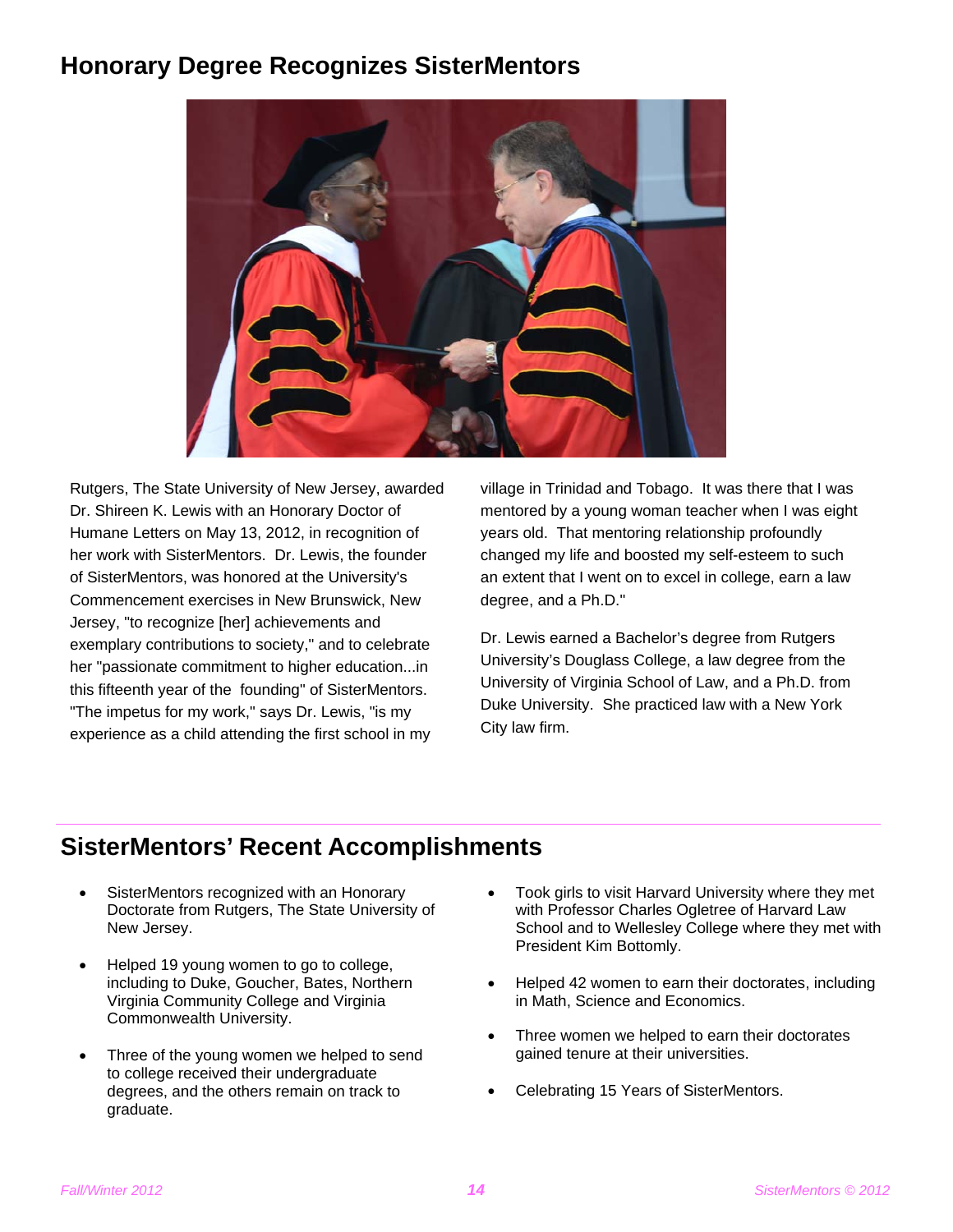## Honorary Degree Recognizes SisterMentors

Rutgers, The State University of New Jersey, awarded Dr. Shireen K. Lewis with an Honorary Doctor of Humane Letters on May 13, 2012, in recognition of her work with SisterMentors. Dr. Lewis, the founder of SisterMentors, was honored at the University's Commencement exercises in New Brunswick, New Jersey, "to recognize [her] achievements and exemplary contributions to society," and to celebrate her "passionate commitment to higher education...in this fifteenth year of the founding" of SisterMentors. "The impetus for my work," says Dr. Lewis, "is my experience as a child attending the first school in my village in Trinidad and Tobago. It was there that I was mentored by a young woman teacher when I was eight years old. That mentoring relationship profoundly changed my life and boosted my self-esteem to such an extent that I went on to excel in college, earn a law degree, and a Ph.D."

Dr. Lewis earned a Bachelor's degree from Rutgers University's Douglass College, a law degree from the University of Virginia School of Law, and a Ph.D. from Duke University. She practiced law with a New York City law firm.

## SisterMentors' Recent Accomplishments

- SisterMentors recognized with an Honorary Doctorate from Rutgers, The State University of New Jersey.
- Helped 19 young women to go to college, including to Duke, Goucher, Bates, Northern Virginia Community College and Virginia Commonwealth University.
- Three of the young women we helped to send to college received their undergraduate degrees, and the others remain on track to graduate.
- Took girls to visit Harvard University where they met with Professor Charles Ogletree of Harvard Law School and to Wellesley College where they met with President Kim Bottomly.
- Helped 42 women to earn their doctorates, including in Math, Science and Economics.
- Three women we helped to earn their doctorates gained tenure at their universities.
- Celebrating 15 Years of SisterMentors.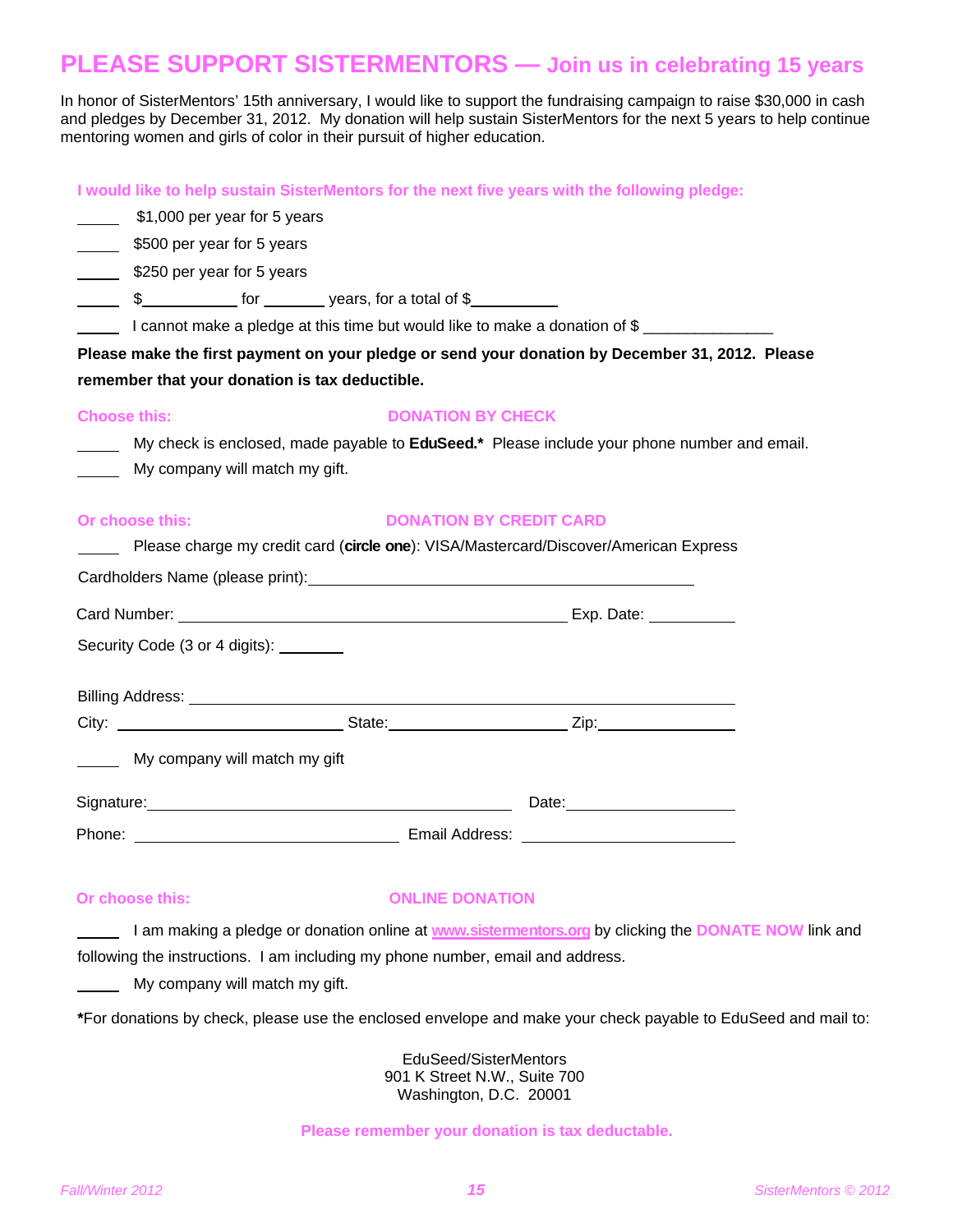# PLEASE SUPPORT SISTERMENTORS — Join us in celebrating 15 years

In honor of SisterMentors' 15th anniversary, I would like to support the fundraising campaign to raise $30,000 in cash and pledges by December 31, 2012. My donation will help sustain SisterMentors for the next 5 years to help continue mentoring women and girls of color in their pursuit of higher education.

**I would like to help sustain SisterMentors for the next five years with the following pledge:**

_____ $1,000 per year for 5 years

_____ $500 per year for 5 years

_____ $250 per year for 5 years

_____ $__________ for _______ years, for a total of $__________

_____ I cannot make a pledge at this time but would like to make a donation of $ _______________

**Please make the first payment on your pledge or send your donation by December 31, 2012. Please remember that your donation is tax deductible.**

**Choose this:** **DONATION BY CHECK**

_____ My check is enclosed, made payable to **EduSeed.*** Please include your phone number and email.

_____ My company will match my gift.

**Or choose this:** **DONATION BY CREDIT CARD**

_____ Please charge my credit card (**circle one**): VISA/Mastercard/Discover/American Express

Cardholders Name (please print): ________________________________________

Card Number: ________________________________________ Exp. Date: __________

Security Code (3 or 4 digits): ________

Billing Address: ________________________________________

City: ______________________ State: ____________________ Zip: _______________

_____ My company will match my gift

Signature: ________________________________________ Date: ________________

Phone: ____________________________ Email Address: ________________________

**Or choose this:** **ONLINE DONATION**

_____ I am making a pledge or donation online at **www.sistermentors.org** by clicking the **DONATE NOW** link and following the instructions. I am including my phone number, email and address.

_____ My company will match my gift.

**\***For donations by check, please use the enclosed envelope and make your check payable to EduSeed and mail to:

EduSeed/SisterMentors
901 K Street N.W., Suite 700
Washington, D.C. 20001

**Please remember your donation is tax deductable.**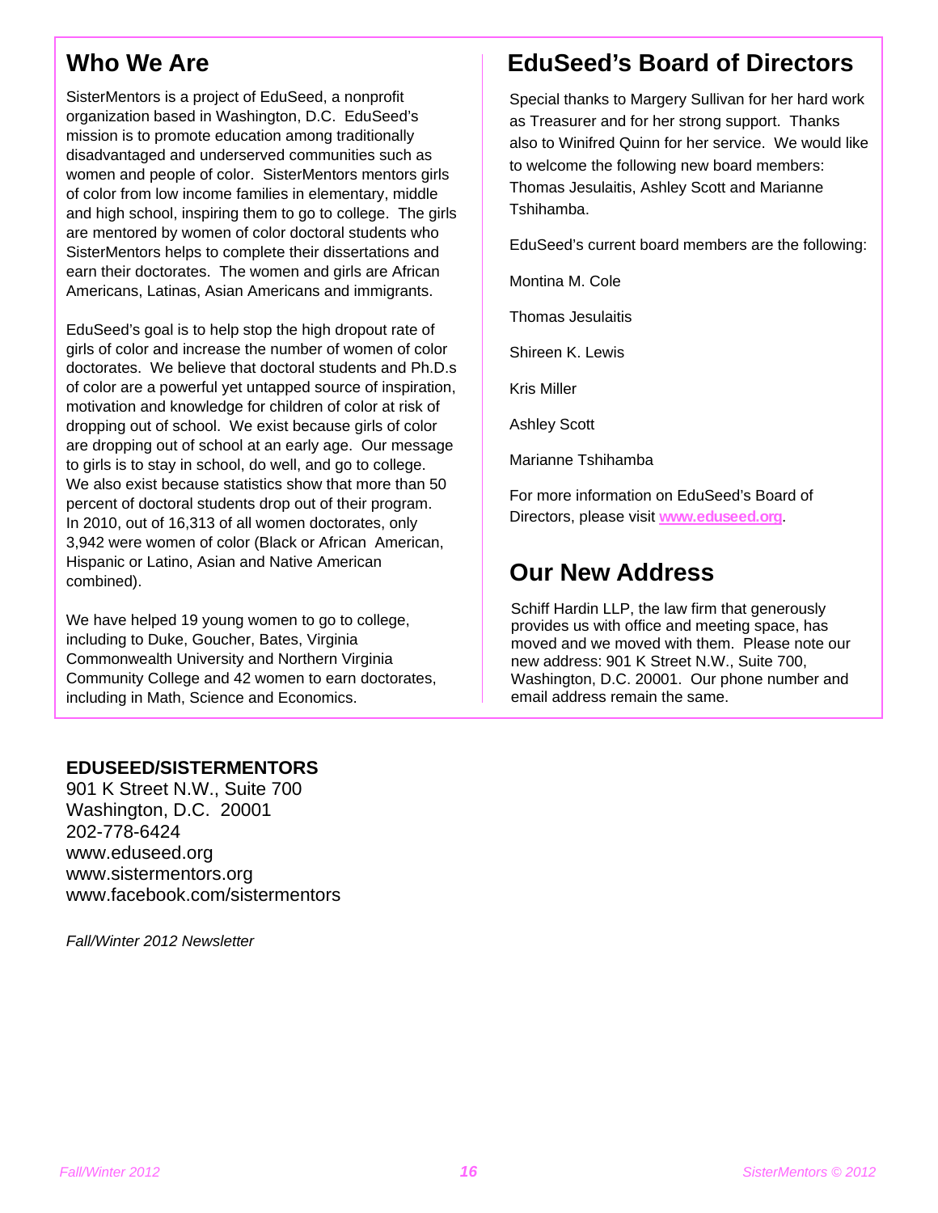## Who We Are

SisterMentors is a project of EduSeed, a nonprofit organization based in Washington, D.C. EduSeed's mission is to promote education among traditionally disadvantaged and underserved communities such as women and people of color. SisterMentors mentors girls of color from low income families in elementary, middle and high school, inspiring them to go to college. The girls are mentored by women of color doctoral students who SisterMentors helps to complete their dissertations and earn their doctorates. The women and girls are African Americans, Latinas, Asian Americans and immigrants.

EduSeed's goal is to help stop the high dropout rate of girls of color and increase the number of women of color doctorates. We believe that doctoral students and Ph.D.s of color are a powerful yet untapped source of inspiration, motivation and knowledge for children of color at risk of dropping out of school. We exist because girls of color are dropping out of school at an early age. Our message to girls is to stay in school, do well, and go to college. We also exist because statistics show that more than 50 percent of doctoral students drop out of their program. In 2010, out of 16,313 of all women doctorates, only 3,942 were women of color (Black or African American, Hispanic or Latino, Asian and Native American combined).

We have helped 19 young women to go to college, including to Duke, Goucher, Bates, Virginia Commonwealth University and Northern Virginia Community College and 42 women to earn doctorates, including in Math, Science and Economics.

## EduSeed's Board of Directors

Special thanks to Margery Sullivan for her hard work as Treasurer and for her strong support. Thanks also to Winifred Quinn for her service. We would like to welcome the following new board members: Thomas Jesulaitis, Ashley Scott and Marianne Tshihamba.

EduSeed's current board members are the following:

Montina M. Cole

Thomas Jesulaitis

Shireen K. Lewis

Kris Miller

Ashley Scott

Marianne Tshihamba

For more information on EduSeed's Board of Directors, please visit **www.eduseed.org**.

## Our New Address

Schiff Hardin LLP, the law firm that generously provides us with office and meeting space, has moved and we moved with them. Please note our new address: 901 K Street N.W., Suite 700, Washington, D.C. 20001. Our phone number and email address remain the same.

**EDUSEED/SISTERMENTORS**
901 K Street N.W., Suite 700
Washington, D.C. 20001
202-778-6424
www.eduseed.org
www.sistermentors.org
www.facebook.com/sistermentors

*Fall/Winter 2012 Newsletter*